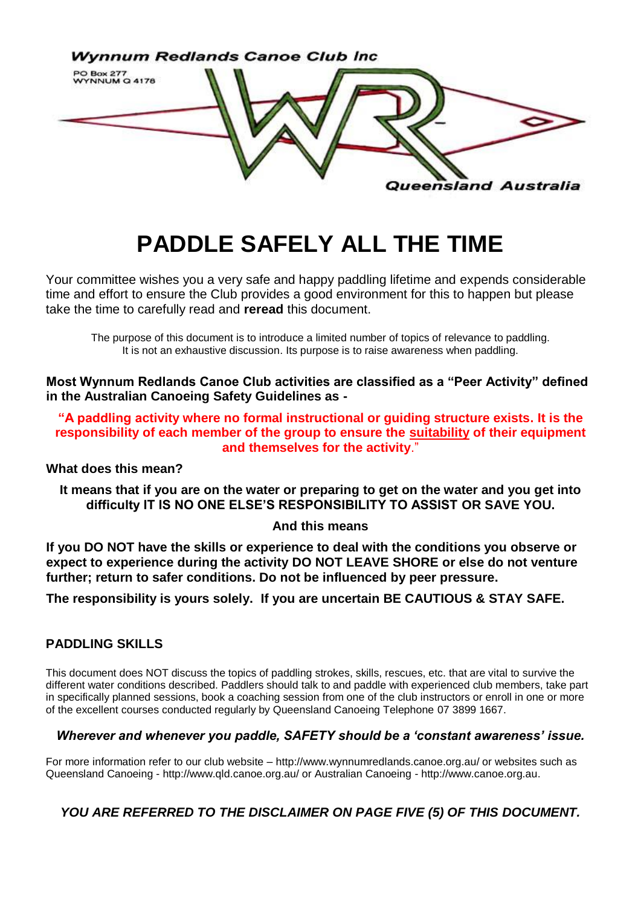**Wynnum Redlands Canoe Club Inc**

PO Box 277
WYNNUM Q 4178

Queensland Australia

# PADDLE SAFELY ALL THE TIME

Your committee wishes you a very safe and happy paddling lifetime and expends considerable time and effort to ensure the Club provides a good environment for this to happen but please take the time to carefully read and **reread** this document.

The purpose of this document is to introduce a limited number of topics of relevance to paddling. It is not an exhaustive discussion. Its purpose is to raise awareness when paddling.

**Most Wynnum Redlands Canoe Club activities are classified as a "Peer Activity" defined in the Australian Canoeing Safety Guidelines as -**

**"A paddling activity where no formal instructional or guiding structure exists. It is the responsibility of each member of the group to ensure the suitability of their equipment and themselves for the activity."**

**What does this mean?**

**It means that if you are on the water or preparing to get on the water and you get into difficulty IT IS NO ONE ELSE'S RESPONSIBILITY TO ASSIST OR SAVE YOU.**

**And this means**

**If you DO NOT have the skills or experience to deal with the conditions you observe or expect to experience during the activity DO NOT LEAVE SHORE or else do not venture further; return to safer conditions. Do not be influenced by peer pressure.**

**The responsibility is yours solely. If you are uncertain BE CAUTIOUS & STAY SAFE.**

## PADDLING SKILLS

This document does NOT discuss the topics of paddling strokes, skills, rescues, etc. that are vital to survive the different water conditions described. Paddlers should talk to and paddle with experienced club members, take part in specifically planned sessions, book a coaching session from one of the club instructors or enroll in one or more of the excellent courses conducted regularly by Queensland Canoeing Telephone 07 3899 1667.

***Wherever and whenever you paddle, SAFETY should be a 'constant awareness' issue.***

For more information refer to our club website – http://www.wynnumredlands.canoe.org.au/ or websites such as Queensland Canoeing - http://www.qld.canoe.org.au/ or Australian Canoeing - http://www.canoe.org.au.

***YOU ARE REFERRED TO THE DISCLAIMER ON PAGE FIVE (5) OF THIS DOCUMENT.***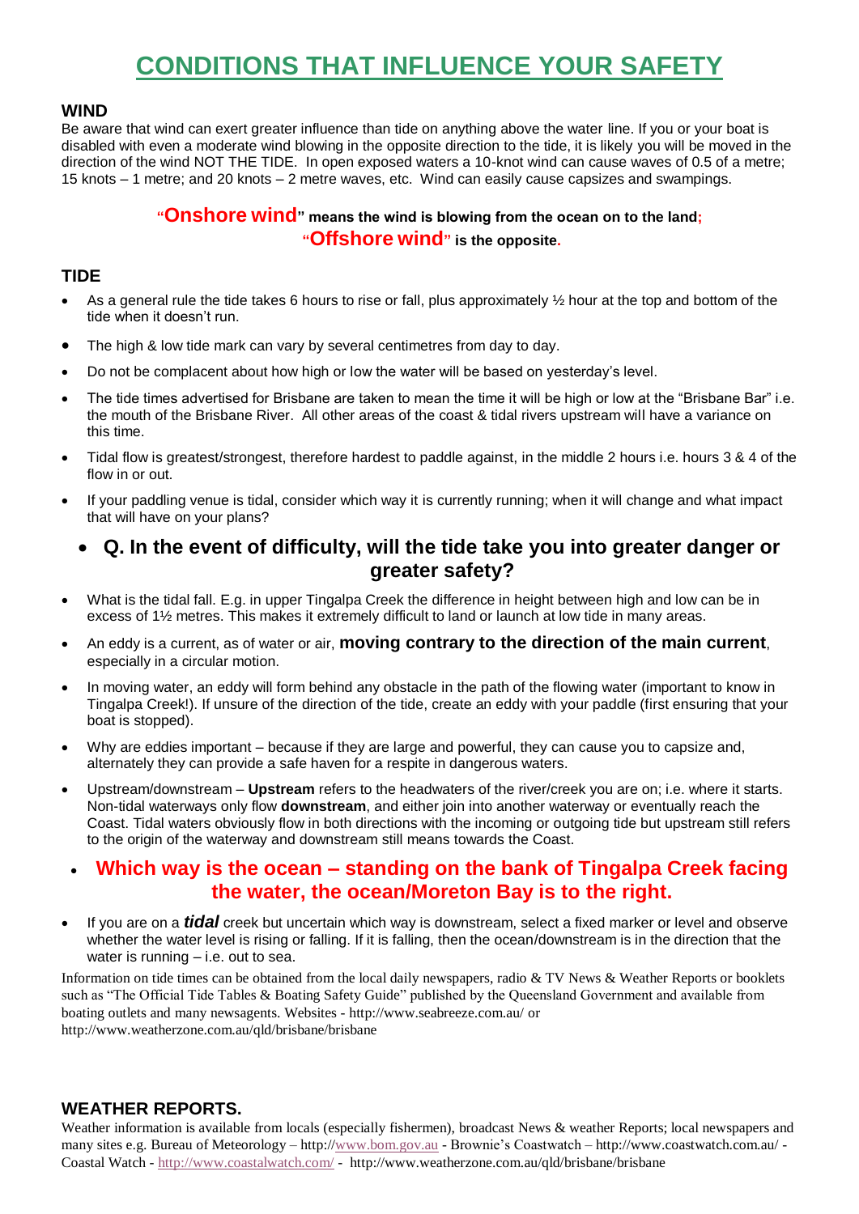# CONDITIONS THAT INFLUENCE YOUR SAFETY

## WIND

Be aware that wind can exert greater influence than tide on anything above the water line. If you or your boat is disabled with even a moderate wind blowing in the opposite direction to the tide, it is likely you will be moved in the direction of the wind NOT THE TIDE. In open exposed waters a 10-knot wind can cause waves of 0.5 of a metre; 15 knots – 1 metre; and 20 knots – 2 metre waves, etc. Wind can easily cause capsizes and swampings.

**"Onshore wind" means the wind is blowing from the ocean on to the land;**
**"Offshore wind" is the opposite.**

## TIDE

- As a general rule the tide takes 6 hours to rise or fall, plus approximately ½ hour at the top and bottom of the tide when it doesn't run.
- The high & low tide mark can vary by several centimetres from day to day.
- Do not be complacent about how high or low the water will be based on yesterday's level.
- The tide times advertised for Brisbane are taken to mean the time it will be high or low at the "Brisbane Bar" i.e. the mouth of the Brisbane River. All other areas of the coast & tidal rivers upstream will have a variance on this time.
- Tidal flow is greatest/strongest, therefore hardest to paddle against, in the middle 2 hours i.e. hours 3 & 4 of the flow in or out.
- If your paddling venue is tidal, consider which way it is currently running; when it will change and what impact that will have on your plans?
- **Q. In the event of difficulty, will the tide take you into greater danger or greater safety?**
- What is the tidal fall. E.g. in upper Tingalpa Creek the difference in height between high and low can be in excess of 1½ metres. This makes it extremely difficult to land or launch at low tide in many areas.
- An eddy is a current, as of water or air, **moving contrary to the direction of the main current**, especially in a circular motion.
- In moving water, an eddy will form behind any obstacle in the path of the flowing water (important to know in Tingalpa Creek!). If unsure of the direction of the tide, create an eddy with your paddle (first ensuring that your boat is stopped).
- Why are eddies important – because if they are large and powerful, they can cause you to capsize and, alternately they can provide a safe haven for a respite in dangerous waters.
- Upstream/downstream – **Upstream** refers to the headwaters of the river/creek you are on; i.e. where it starts. Non-tidal waterways only flow **downstream**, and either join into another waterway or eventually reach the Coast. Tidal waters obviously flow in both directions with the incoming or outgoing tide but upstream still refers to the origin of the waterway and downstream still means towards the Coast.
- **Which way is the ocean – standing on the bank of Tingalpa Creek facing the water, the ocean/Moreton Bay is to the right.**
- If you are on a ***tidal*** creek but uncertain which way is downstream, select a fixed marker or level and observe whether the water level is rising or falling. If it is falling, then the ocean/downstream is in the direction that the water is running – i.e. out to sea.

Information on tide times can be obtained from the local daily newspapers, radio & TV News & Weather Reports or booklets such as "The Official Tide Tables & Boating Safety Guide" published by the Queensland Government and available from boating outlets and many newsagents. Websites - http://www.seabreeze.com.au/ or http://www.weatherzone.com.au/qld/brisbane/brisbane

## WEATHER REPORTS.

Weather information is available from locals (especially fishermen), broadcast News & weather Reports; local newspapers and many sites e.g. Bureau of Meteorology – http://www.bom.gov.au - Brownie's Coastwatch – http://www.coastwatch.com.au/ - Coastal Watch - http://www.coastalwatch.com/ - http://www.weatherzone.com.au/qld/brisbane/brisbane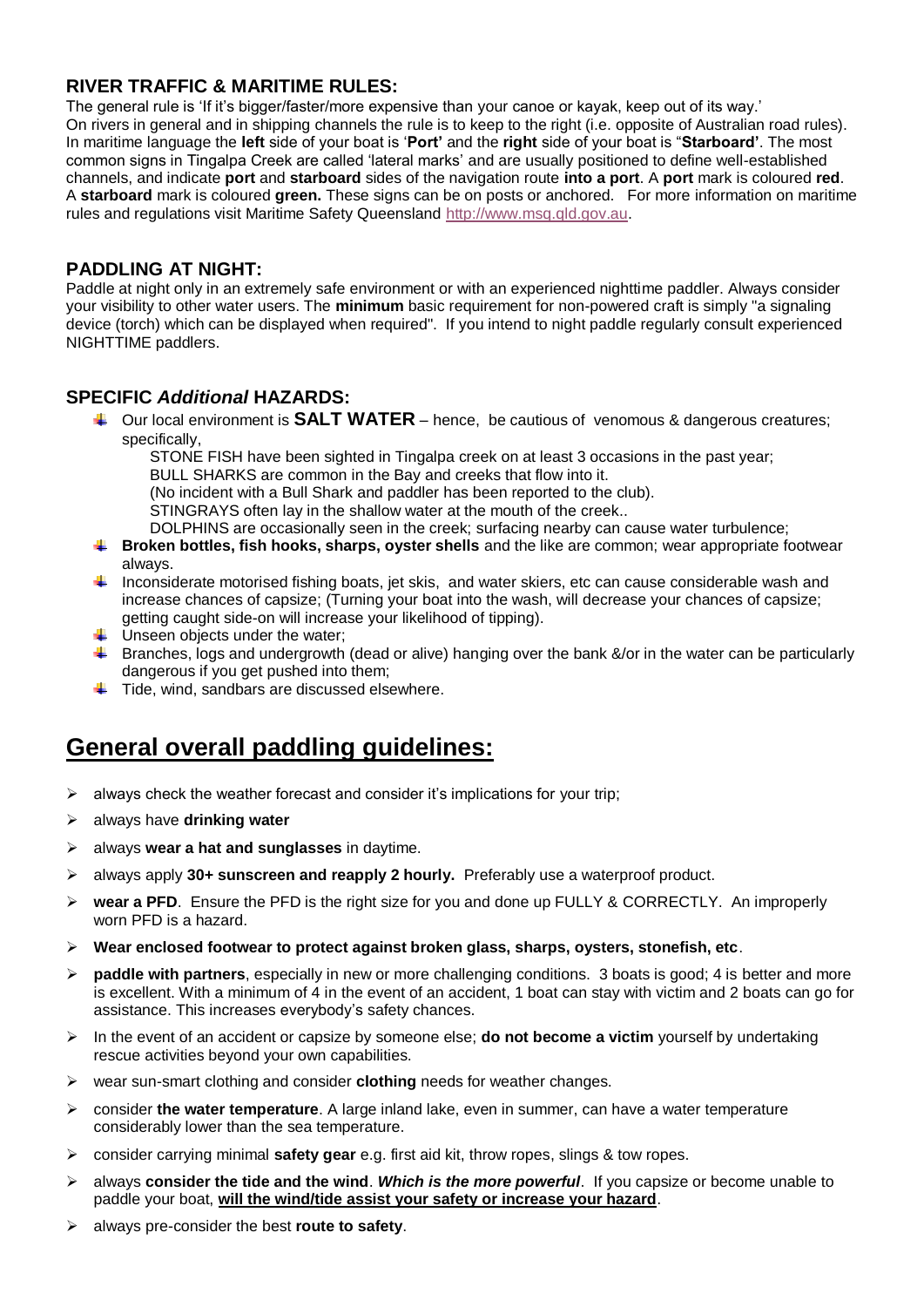### RIVER TRAFFIC & MARITIME RULES:

The general rule is 'If it's bigger/faster/more expensive than your canoe or kayak, keep out of its way.'
On rivers in general and in shipping channels the rule is to keep to the right (i.e. opposite of Australian road rules). In maritime language the **left** side of your boat is '**Port'** and the **right** side of your boat is "**Starboard'**. The most common signs in Tingalpa Creek are called 'lateral marks' and are usually positioned to define well-established channels, and indicate **port** and **starboard** sides of the navigation route **into a port**. A **port** mark is coloured **red**. A **starboard** mark is coloured **green.** These signs can be on posts or anchored. For more information on maritime rules and regulations visit Maritime Safety Queensland http://www.msq.qld.gov.au.

### PADDLING AT NIGHT:

Paddle at night only in an extremely safe environment or with an experienced nighttime paddler. Always consider your visibility to other water users. The **minimum** basic requirement for non-powered craft is simply "a signaling device (torch) which can be displayed when required". If you intend to night paddle regularly consult experienced NIGHTTIME paddlers.

### SPECIFIC *Additional* HAZARDS:

- Our local environment is **SALT WATER** – hence, be cautious of venomous & dangerous creatures; specifically,
  STONE FISH have been sighted in Tingalpa creek on at least 3 occasions in the past year;
  BULL SHARKS are common in the Bay and creeks that flow into it.
  (No incident with a Bull Shark and paddler has been reported to the club).
  STINGRAYS often lay in the shallow water at the mouth of the creek..
  DOLPHINS are occasionally seen in the creek; surfacing nearby can cause water turbulence;
- **Broken bottles, fish hooks, sharps, oyster shells** and the like are common; wear appropriate footwear always.
- Inconsiderate motorised fishing boats, jet skis, and water skiers, etc can cause considerable wash and increase chances of capsize; (Turning your boat into the wash, will decrease your chances of capsize; getting caught side-on will increase your likelihood of tipping).
- Unseen objects under the water;
- Branches, logs and undergrowth (dead or alive) hanging over the bank &/or in the water can be particularly dangerous if you get pushed into them;
- Tide, wind, sandbars are discussed elsewhere.

## General overall paddling guidelines:

- always check the weather forecast and consider it's implications for your trip;
- always have **drinking water**
- always **wear a hat and sunglasses** in daytime.
- always apply **30+ sunscreen and reapply 2 hourly.** Preferably use a waterproof product.
- **wear a PFD**. Ensure the PFD is the right size for you and done up FULLY & CORRECTLY. An improperly worn PFD is a hazard.
- **Wear enclosed footwear to protect against broken glass, sharps, oysters, stonefish, etc**.
- **paddle with partners**, especially in new or more challenging conditions. 3 boats is good; 4 is better and more is excellent. With a minimum of 4 in the event of an accident, 1 boat can stay with victim and 2 boats can go for assistance. This increases everybody's safety chances.
- In the event of an accident or capsize by someone else; **do not become a victim** yourself by undertaking rescue activities beyond your own capabilities.
- wear sun-smart clothing and consider **clothing** needs for weather changes.
- consider **the water temperature**. A large inland lake, even in summer, can have a water temperature considerably lower than the sea temperature.
- consider carrying minimal **safety gear** e.g. first aid kit, throw ropes, slings & tow ropes.
- always **consider the tide and the wind**. ***Which is the more powerful***. If you capsize or become unable to paddle your boat, **will the wind/tide assist your safety or increase your hazard**.
- always pre-consider the best **route to safety**.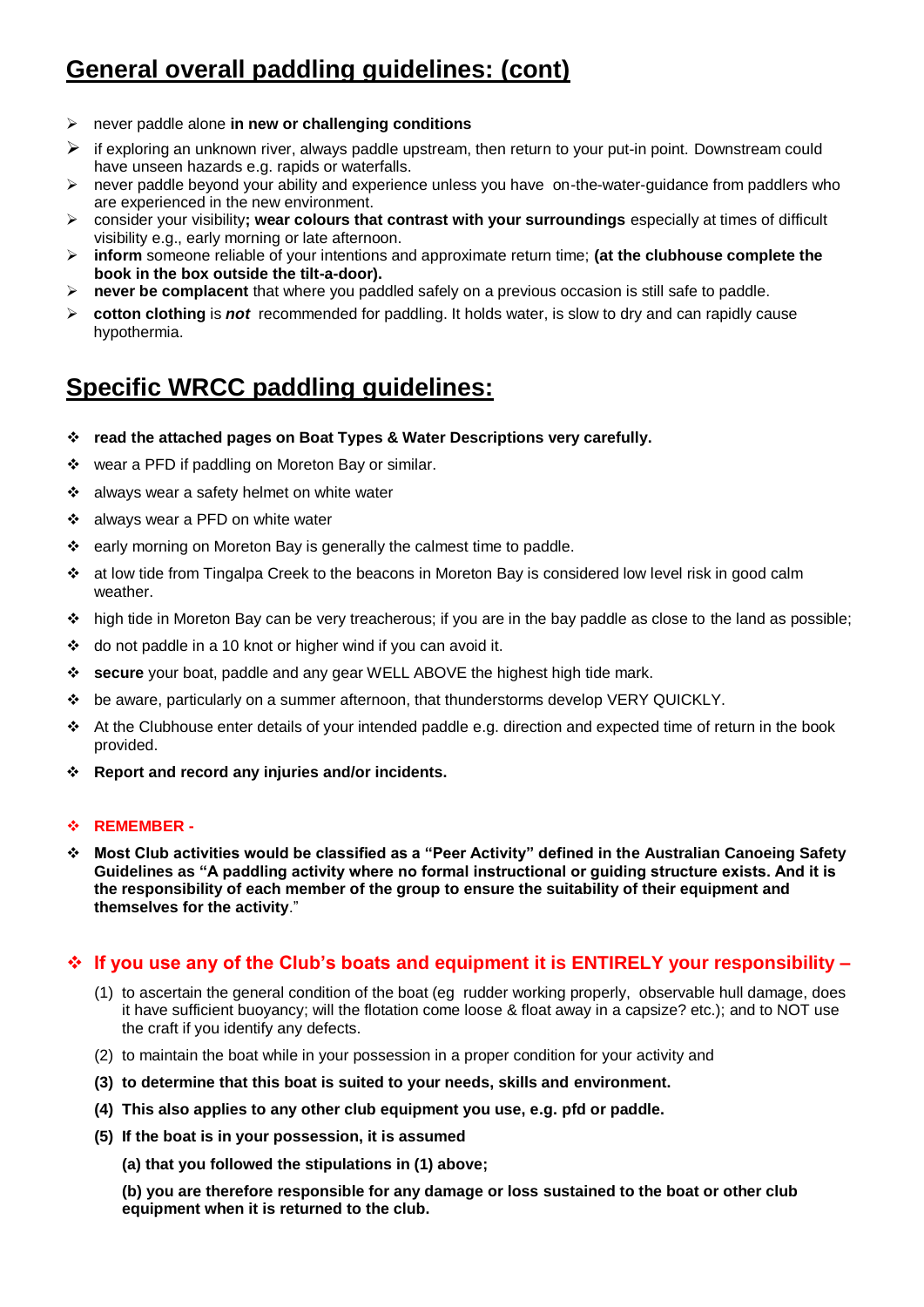## General overall paddling guidelines: (cont)

- never paddle alone **in new or challenging conditions**
- if exploring an unknown river, always paddle upstream, then return to your put-in point. Downstream could have unseen hazards e.g. rapids or waterfalls.
- never paddle beyond your ability and experience unless you have on-the-water-guidance from paddlers who are experienced in the new environment.
- consider your visibility**; wear colours that contrast with your surroundings** especially at times of difficult visibility e.g., early morning or late afternoon.
- **inform** someone reliable of your intentions and approximate return time; **(at the clubhouse complete the book in the box outside the tilt-a-door).**
- **never be complacent** that where you paddled safely on a previous occasion is still safe to paddle.
- **cotton clothing** is ***not*** recommended for paddling. It holds water, is slow to dry and can rapidly cause hypothermia.

## Specific WRCC paddling guidelines:

- **read the attached pages on Boat Types & Water Descriptions very carefully.**
- wear a PFD if paddling on Moreton Bay or similar.
- always wear a safety helmet on white water
- always wear a PFD on white water
- early morning on Moreton Bay is generally the calmest time to paddle.
- at low tide from Tingalpa Creek to the beacons in Moreton Bay is considered low level risk in good calm weather.
- high tide in Moreton Bay can be very treacherous; if you are in the bay paddle as close to the land as possible;
- do not paddle in a 10 knot or higher wind if you can avoid it.
- **secure** your boat, paddle and any gear WELL ABOVE the highest high tide mark.
- be aware, particularly on a summer afternoon, that thunderstorms develop VERY QUICKLY.
- At the Clubhouse enter details of your intended paddle e.g. direction and expected time of return in the book provided.
- **Report and record any injuries and/or incidents.**

- **REMEMBER -**
- **Most Club activities would be classified as a "Peer Activity" defined in the Australian Canoeing Safety Guidelines as "A paddling activity where no formal instructional or guiding structure exists. And it is the responsibility of each member of the group to ensure the suitability of their equipment and themselves for the activity**."

### If you use any of the Club's boats and equipment it is ENTIRELY your responsibility –

(1) to ascertain the general condition of the boat (eg rudder working properly, observable hull damage, does it have sufficient buoyancy; will the flotation come loose & float away in a capsize? etc.); and to NOT use the craft if you identify any defects.

(2) to maintain the boat while in your possession in a proper condition for your activity and

**(3) to determine that this boat is suited to your needs, skills and environment.**

**(4) This also applies to any other club equipment you use, e.g. pfd or paddle.**

**(5) If the boat is in your possession, it is assumed**

**(a) that you followed the stipulations in (1) above;**

**(b) you are therefore responsible for any damage or loss sustained to the boat or other club equipment when it is returned to the club.**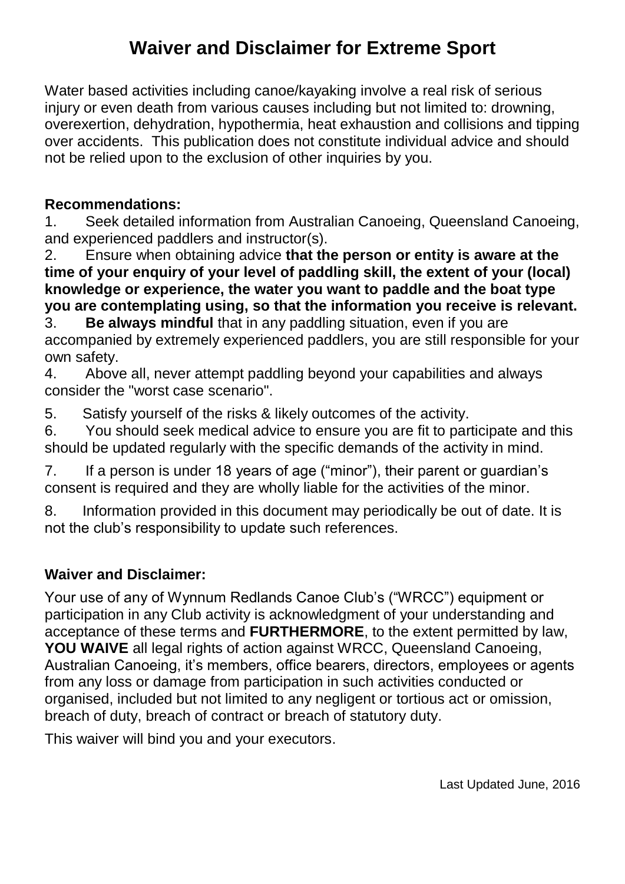# Waiver and Disclaimer for Extreme Sport

Water based activities including canoe/kayaking involve a real risk of serious injury or even death from various causes including but not limited to: drowning, overexertion, dehydration, hypothermia, heat exhaustion and collisions and tipping over accidents. This publication does not constitute individual advice and should not be relied upon to the exclusion of other inquiries by you.

**Recommendations:**

1. Seek detailed information from Australian Canoeing, Queensland Canoeing, and experienced paddlers and instructor(s).
2. Ensure when obtaining advice **that the person or entity is aware at the time of your enquiry of your level of paddling skill, the extent of your (local) knowledge or experience, the water you want to paddle and the boat type you are contemplating using, so that the information you receive is relevant.**
3. **Be always mindful** that in any paddling situation, even if you are accompanied by extremely experienced paddlers, you are still responsible for your own safety.
4. Above all, never attempt paddling beyond your capabilities and always consider the "worst case scenario".
5. Satisfy yourself of the risks & likely outcomes of the activity.
6. You should seek medical advice to ensure you are fit to participate and this should be updated regularly with the specific demands of the activity in mind.
7. If a person is under 18 years of age ("minor"), their parent or guardian's consent is required and they are wholly liable for the activities of the minor.
8. Information provided in this document may periodically be out of date. It is not the club's responsibility to update such references.

**Waiver and Disclaimer:**

Your use of any of Wynnum Redlands Canoe Club's ("WRCC") equipment or participation in any Club activity is acknowledgment of your understanding and acceptance of these terms and **FURTHERMORE**, to the extent permitted by law, **YOU WAIVE** all legal rights of action against WRCC, Queensland Canoeing, Australian Canoeing, it's members, office bearers, directors, employees or agents from any loss or damage from participation in such activities conducted or organised, included but not limited to any negligent or tortious act or omission, breach of duty, breach of contract or breach of statutory duty.

This waiver will bind you and your executors.

Last Updated June, 2016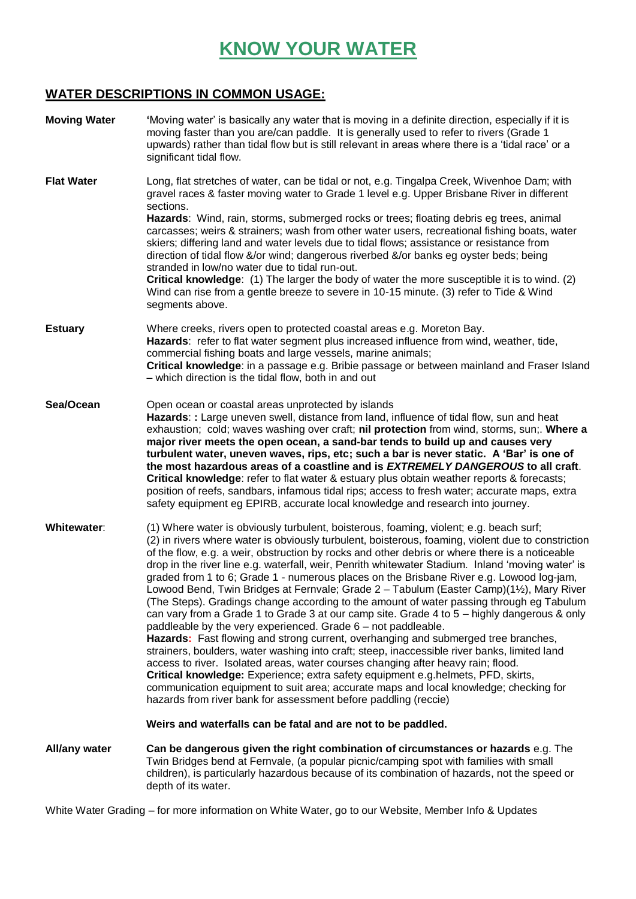# KNOW YOUR WATER

## WATER DESCRIPTIONS IN COMMON USAGE:

**Moving Water**

'Moving water' is basically any water that is moving in a definite direction, especially if it is moving faster than you are/can paddle. It is generally used to refer to rivers (Grade 1 upwards) rather than tidal flow but is still relevant in areas where there is a 'tidal race' or a significant tidal flow.

**Flat Water**

Long, flat stretches of water, can be tidal or not, e.g. Tingalpa Creek, Wivenhoe Dam; with gravel races & faster moving water to Grade 1 level e.g. Upper Brisbane River in different sections.

**Hazards**: Wind, rain, storms, submerged rocks or trees; floating debris eg trees, animal carcasses; weirs & strainers; wash from other water users, recreational fishing boats, water skiers; differing land and water levels due to tidal flows; assistance or resistance from direction of tidal flow &/or wind; dangerous riverbed &/or banks eg oyster beds; being stranded in low/no water due to tidal run-out.

**Critical knowledge**: (1) The larger the body of water the more susceptible it is to wind. (2) Wind can rise from a gentle breeze to severe in 10-15 minute. (3) refer to Tide & Wind segments above.

**Estuary**

Where creeks, rivers open to protected coastal areas e.g. Moreton Bay.

**Hazards**: refer to flat water segment plus increased influence from wind, weather, tide, commercial fishing boats and large vessels, marine animals;

**Critical knowledge**: in a passage e.g. Bribie passage or between mainland and Fraser Island – which direction is the tidal flow, both in and out

**Sea/Ocean**

Open ocean or coastal areas unprotected by islands

**Hazards**: : Large uneven swell, distance from land, influence of tidal flow, sun and heat exhaustion; cold; waves washing over craft; **nil protection** from wind, storms, sun;. **Where a major river meets the open ocean, a sand-bar tends to build up and causes very turbulent water, uneven waves, rips, etc; such a bar is never static. A 'Bar' is one of the most hazardous areas of a coastline and is *EXTREMELY DANGEROUS* to all craft**.

**Critical knowledge**: refer to flat water & estuary plus obtain weather reports & forecasts; position of reefs, sandbars, infamous tidal rips; access to fresh water; accurate maps, extra safety equipment eg EPIRB, accurate local knowledge and research into journey.

**Whitewater**:

(1) Where water is obviously turbulent, boisterous, foaming, violent; e.g. beach surf; (2) in rivers where water is obviously turbulent, boisterous, foaming, violent due to constriction of the flow, e.g. a weir, obstruction by rocks and other debris or where there is a noticeable drop in the river line e.g. waterfall, weir, Penrith whitewater Stadium. Inland 'moving water' is graded from 1 to 6; Grade 1 - numerous places on the Brisbane River e.g. Lowood log-jam, Lowood Bend, Twin Bridges at Fernvale; Grade 2 – Tabulum (Easter Camp)(1½), Mary River (The Steps). Gradings change according to the amount of water passing through eg Tabulum can vary from a Grade 1 to Grade 3 at our camp site. Grade 4 to 5 – highly dangerous & only paddleable by the very experienced. Grade 6 – not paddleable.

**Hazards:** Fast flowing and strong current, overhanging and submerged tree branches, strainers, boulders, water washing into craft; steep, inaccessible river banks, limited land access to river. Isolated areas, water courses changing after heavy rain; flood.

**Critical knowledge:** Experience; extra safety equipment e.g.helmets, PFD, skirts, communication equipment to suit area; accurate maps and local knowledge; checking for hazards from river bank for assessment before paddling (reccie)

**Weirs and waterfalls can be fatal and are not to be paddled.**

**All/any water**

**Can be dangerous given the right combination of circumstances or hazards** e.g. The Twin Bridges bend at Fernvale, (a popular picnic/camping spot with families with small children), is particularly hazardous because of its combination of hazards, not the speed or depth of its water.

White Water Grading – for more information on White Water, go to our Website, Member Info & Updates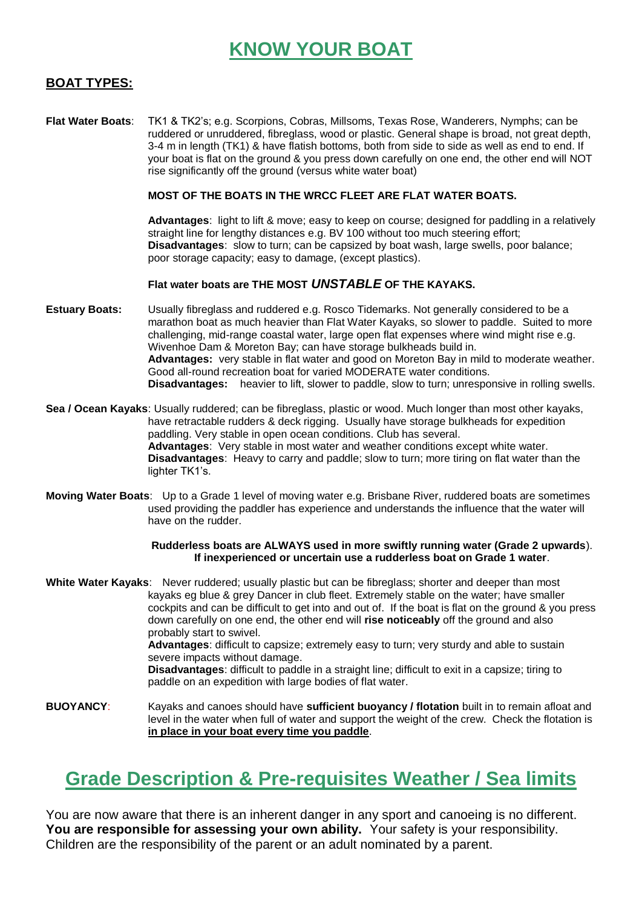# KNOW YOUR BOAT

## BOAT TYPES:

**Flat Water Boats**: TK1 & TK2's; e.g. Scorpions, Cobras, Millsoms, Texas Rose, Wanderers, Nymphs; can be ruddered or unruddered, fibreglass, wood or plastic. General shape is broad, not great depth, 3-4 m in length (TK1) & have flatish bottoms, both from side to side as well as end to end. If your boat is flat on the ground & you press down carefully on one end, the other end will NOT rise significantly off the ground (versus white water boat)

**MOST OF THE BOATS IN THE WRCC FLEET ARE FLAT WATER BOATS.**

**Advantages**: light to lift & move; easy to keep on course; designed for paddling in a relatively straight line for lengthy distances e.g. BV 100 without too much steering effort;
**Disadvantages**: slow to turn; can be capsized by boat wash, large swells, poor balance; poor storage capacity; easy to damage, (except plastics).

**Flat water boats are THE MOST *UNSTABLE* OF THE KAYAKS.**

**Estuary Boats:** Usually fibreglass and ruddered e.g. Rosco Tidemarks. Not generally considered to be a marathon boat as much heavier than Flat Water Kayaks, so slower to paddle. Suited to more challenging, mid-range coastal water, large open flat expenses where wind might rise e.g. Wivenhoe Dam & Moreton Bay; can have storage bulkheads build in.
**Advantages:** very stable in flat water and good on Moreton Bay in mild to moderate weather. Good all-round recreation boat for varied MODERATE water conditions.
**Disadvantages:** heavier to lift, slower to paddle, slow to turn; unresponsive in rolling swells.

**Sea / Ocean Kayaks**: Usually ruddered; can be fibreglass, plastic or wood. Much longer than most other kayaks, have retractable rudders & deck rigging. Usually have storage bulkheads for expedition paddling. Very stable in open ocean conditions. Club has several.
**Advantages**: Very stable in most water and weather conditions except white water.
**Disadvantages**: Heavy to carry and paddle; slow to turn; more tiring on flat water than the lighter TK1's.

**Moving Water Boats**: Up to a Grade 1 level of moving water e.g. Brisbane River, ruddered boats are sometimes used providing the paddler has experience and understands the influence that the water will have on the rudder.

**Rudderless boats are ALWAYS used in more swiftly running water (Grade 2 upwards**). **If inexperienced or uncertain use a rudderless boat on Grade 1 water**.

**White Water Kayaks**: Never ruddered; usually plastic but can be fibreglass; shorter and deeper than most kayaks eg blue & grey Dancer in club fleet. Extremely stable on the water; have smaller cockpits and can be difficult to get into and out of. If the boat is flat on the ground & you press down carefully on one end, the other end will **rise noticeably** off the ground and also probably start to swivel.
**Advantages**: difficult to capsize; extremely easy to turn; very sturdy and able to sustain severe impacts without damage.
**Disadvantages**: difficult to paddle in a straight line; difficult to exit in a capsize; tiring to paddle on an expedition with large bodies of flat water.

**BUOYANCY**: Kayaks and canoes should have **sufficient buoyancy / flotation** built in to remain afloat and level in the water when full of water and support the weight of the crew. Check the flotation is **in place in your boat every time you paddle**.

# Grade Description & Pre-requisites Weather / Sea limits

You are now aware that there is an inherent danger in any sport and canoeing is no different. **You are responsible for assessing your own ability.** Your safety is your responsibility. Children are the responsibility of the parent or an adult nominated by a parent.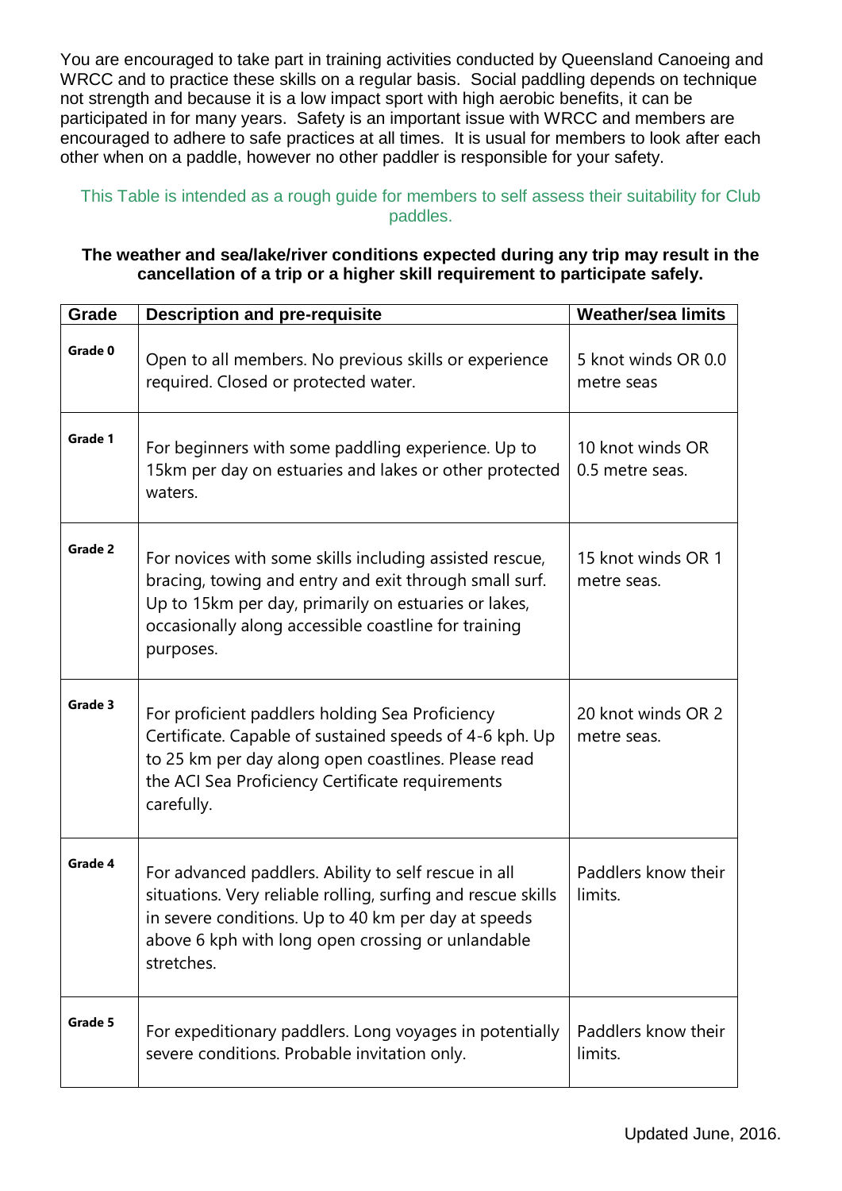You are encouraged to take part in training activities conducted by Queensland Canoeing and WRCC and to practice these skills on a regular basis. Social paddling depends on technique not strength and because it is a low impact sport with high aerobic benefits, it can be participated in for many years. Safety is an important issue with WRCC and members are encouraged to adhere to safe practices at all times. It is usual for members to look after each other when on a paddle, however no other paddler is responsible for your safety.

This Table is intended as a rough guide for members to self assess their suitability for Club paddles.

**The weather and sea/lake/river conditions expected during any trip may result in the cancellation of a trip or a higher skill requirement to participate safely.**

| Grade | Description and pre-requisite | Weather/sea limits |
| --- | --- | --- |
| **Grade 0** | Open to all members. No previous skills or experience required. Closed or protected water. | 5 knot winds OR 0.0 metre seas |
| **Grade 1** | For beginners with some paddling experience. Up to 15km per day on estuaries and lakes or other protected waters. | 10 knot winds OR 0.5 metre seas. |
| **Grade 2** | For novices with some skills including assisted rescue, bracing, towing and entry and exit through small surf. Up to 15km per day, primarily on estuaries or lakes, occasionally along accessible coastline for training purposes. | 15 knot winds OR 1 metre seas. |
| **Grade 3** | For proficient paddlers holding Sea Proficiency Certificate. Capable of sustained speeds of 4-6 kph. Up to 25 km per day along open coastlines. Please read the ACI Sea Proficiency Certificate requirements carefully. | 20 knot winds OR 2 metre seas. |
| **Grade 4** | For advanced paddlers. Ability to self rescue in all situations. Very reliable rolling, surfing and rescue skills in severe conditions. Up to 40 km per day at speeds above 6 kph with long open crossing or unlandable stretches. | Paddlers know their limits. |
| **Grade 5** | For expeditionary paddlers. Long voyages in potentially severe conditions. Probable invitation only. | Paddlers know their limits. |

Updated June, 2016.